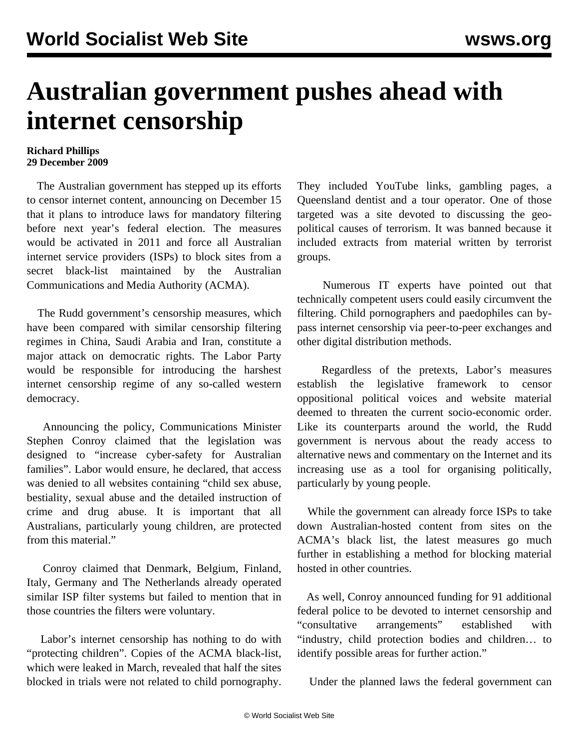# Australian government pushes ahead with internet censorship

**Richard Phillips**
**29 December 2009**

The Australian government has stepped up its efforts to censor internet content, announcing on December 15 that it plans to introduce laws for mandatory filtering before next year's federal election. The measures would be activated in 2011 and force all Australian internet service providers (ISPs) to block sites from a secret black-list maintained by the Australian Communications and Media Authority (ACMA).

The Rudd government's censorship measures, which have been compared with similar censorship filtering regimes in China, Saudi Arabia and Iran, constitute a major attack on democratic rights. The Labor Party would be responsible for introducing the harshest internet censorship regime of any so-called western democracy.

Announcing the policy, Communications Minister Stephen Conroy claimed that the legislation was designed to "increase cyber-safety for Australian families". Labor would ensure, he declared, that access was denied to all websites containing "child sex abuse, bestiality, sexual abuse and the detailed instruction of crime and drug abuse. It is important that all Australians, particularly young children, are protected from this material."

Conroy claimed that Denmark, Belgium, Finland, Italy, Germany and The Netherlands already operated similar ISP filter systems but failed to mention that in those countries the filters were voluntary.

Labor's internet censorship has nothing to do with "protecting children". Copies of the ACMA black-list, which were leaked in March, revealed that half the sites blocked in trials were not related to child pornography. They included YouTube links, gambling pages, a Queensland dentist and a tour operator. One of those targeted was a site devoted to discussing the geo-political causes of terrorism. It was banned because it included extracts from material written by terrorist groups.

Numerous IT experts have pointed out that technically competent users could easily circumvent the filtering. Child pornographers and paedophiles can by-pass internet censorship via peer-to-peer exchanges and other digital distribution methods.

Regardless of the pretexts, Labor's measures establish the legislative framework to censor oppositional political voices and website material deemed to threaten the current socio-economic order. Like its counterparts around the world, the Rudd government is nervous about the ready access to alternative news and commentary on the Internet and its increasing use as a tool for organising politically, particularly by young people.

While the government can already force ISPs to take down Australian-hosted content from sites on the ACMA's black list, the latest measures go much further in establishing a method for blocking material hosted in other countries.

As well, Conroy announced funding for 91 additional federal police to be devoted to internet censorship and "consultative arrangements" established with "industry, child protection bodies and children… to identify possible areas for further action."

Under the planned laws the federal government can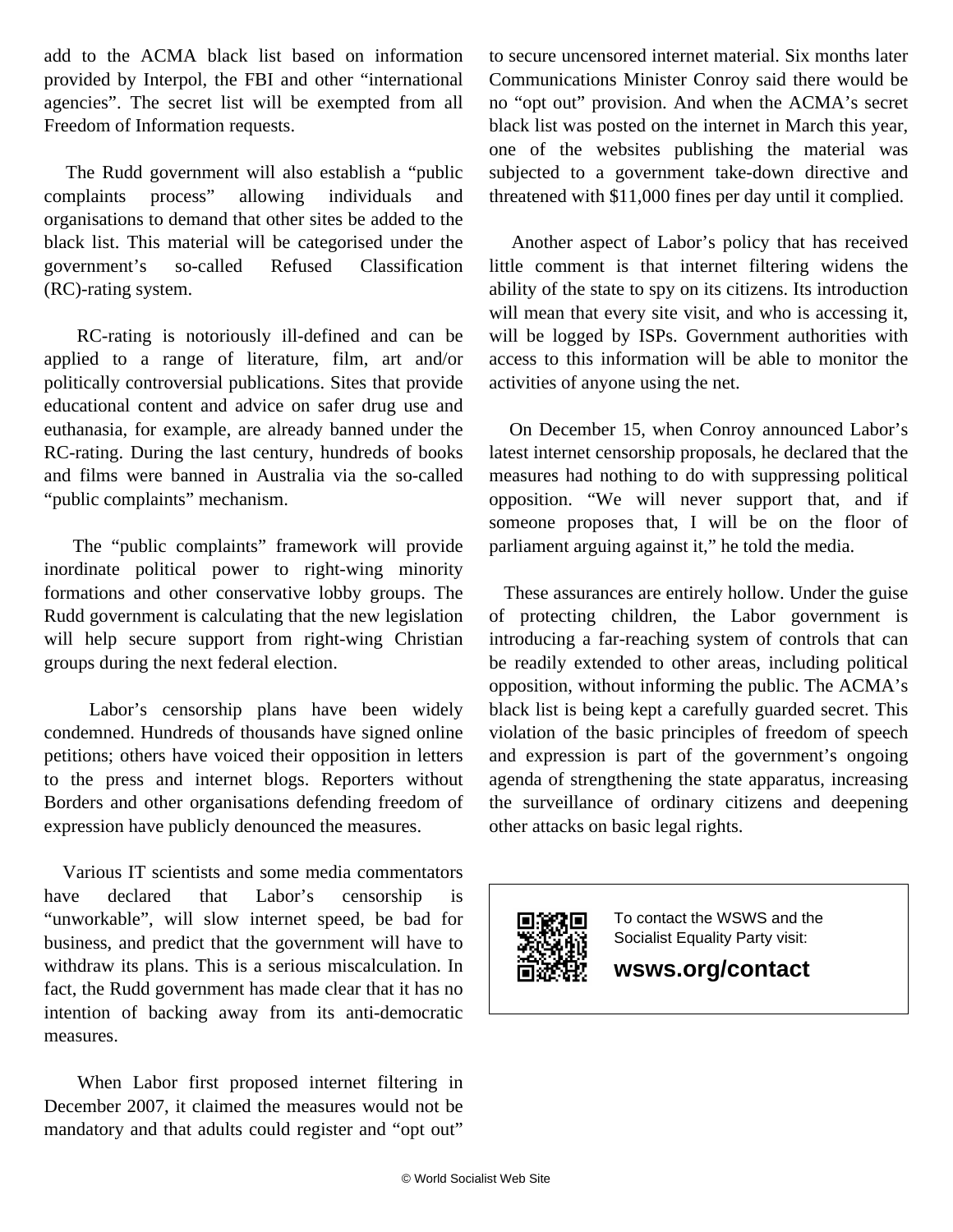add to the ACMA black list based on information provided by Interpol, the FBI and other "international agencies". The secret list will be exempted from all Freedom of Information requests.

The Rudd government will also establish a "public complaints process" allowing individuals and organisations to demand that other sites be added to the black list. This material will be categorised under the government's so-called Refused Classification (RC)-rating system.

RC-rating is notoriously ill-defined and can be applied to a range of literature, film, art and/or politically controversial publications. Sites that provide educational content and advice on safer drug use and euthanasia, for example, are already banned under the RC-rating. During the last century, hundreds of books and films were banned in Australia via the so-called "public complaints" mechanism.

The "public complaints" framework will provide inordinate political power to right-wing minority formations and other conservative lobby groups. The Rudd government is calculating that the new legislation will help secure support from right-wing Christian groups during the next federal election.

Labor's censorship plans have been widely condemned. Hundreds of thousands have signed online petitions; others have voiced their opposition in letters to the press and internet blogs. Reporters without Borders and other organisations defending freedom of expression have publicly denounced the measures.

Various IT scientists and some media commentators have declared that Labor's censorship is "unworkable", will slow internet speed, be bad for business, and predict that the government will have to withdraw its plans. This is a serious miscalculation. In fact, the Rudd government has made clear that it has no intention of backing away from its anti-democratic measures.

When Labor first proposed internet filtering in December 2007, it claimed the measures would not be mandatory and that adults could register and "opt out" to secure uncensored internet material. Six months later Communications Minister Conroy said there would be no "opt out" provision. And when the ACMA's secret black list was posted on the internet in March this year, one of the websites publishing the material was subjected to a government take-down directive and threatened with $11,000 fines per day until it complied.

Another aspect of Labor's policy that has received little comment is that internet filtering widens the ability of the state to spy on its citizens. Its introduction will mean that every site visit, and who is accessing it, will be logged by ISPs. Government authorities with access to this information will be able to monitor the activities of anyone using the net.

On December 15, when Conroy announced Labor's latest internet censorship proposals, he declared that the measures had nothing to do with suppressing political opposition. "We will never support that, and if someone proposes that, I will be on the floor of parliament arguing against it," he told the media.

These assurances are entirely hollow. Under the guise of protecting children, the Labor government is introducing a far-reaching system of controls that can be readily extended to other areas, including political opposition, without informing the public. The ACMA's black list is being kept a carefully guarded secret. This violation of the basic principles of freedom of speech and expression is part of the government's ongoing agenda of strengthening the state apparatus, increasing the surveillance of ordinary citizens and deepening other attacks on basic legal rights.

To contact the WSWS and the Socialist Equality Party visit:

**wsws.org/contact**